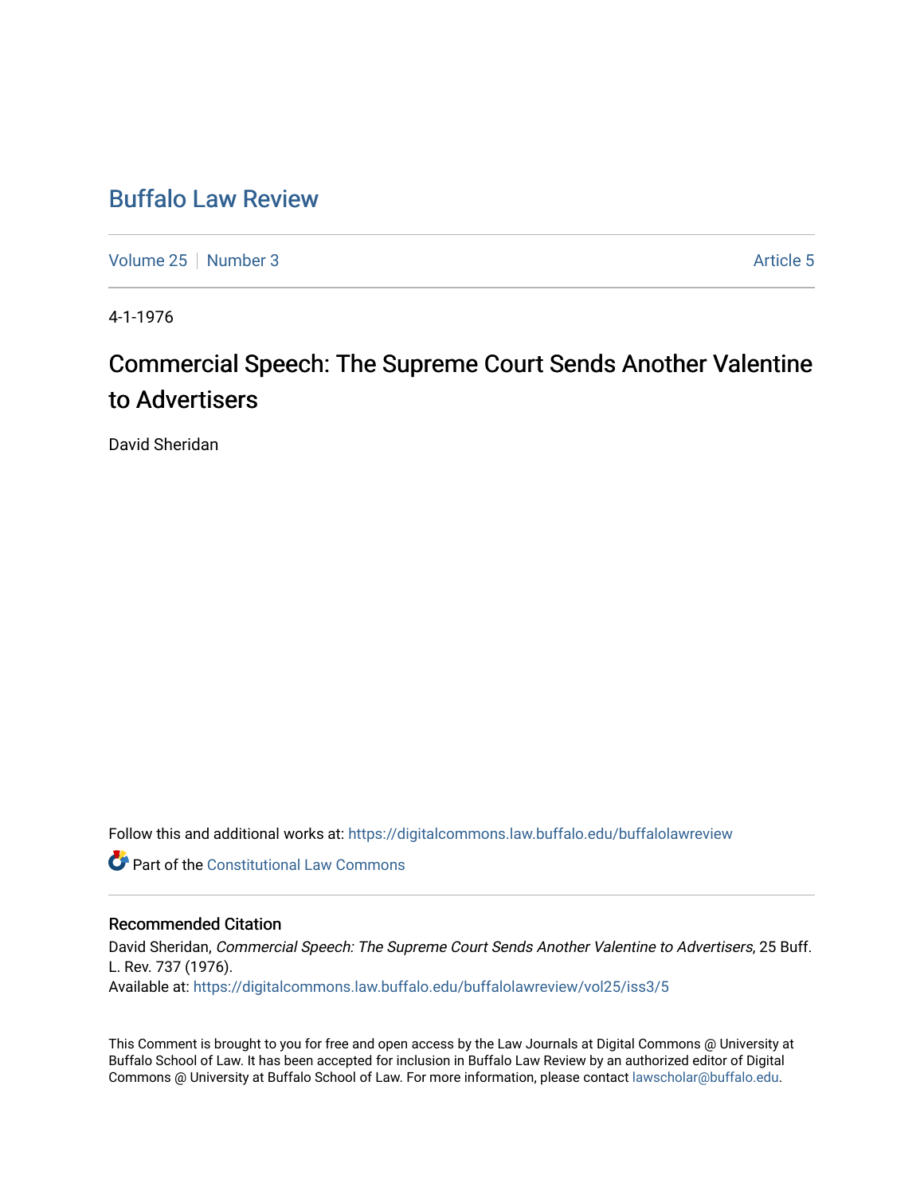# Buffalo Law Review

Volume 25 | Number 3 | Article 5

4-1-1976

## Commercial Speech: The Supreme Court Sends Another Valentine to Advertisers

David Sheridan

Follow this and additional works at: https://digitalcommons.law.buffalo.edu/buffalolawreview

Part of the Constitutional Law Commons

### Recommended Citation

David Sheridan, *Commercial Speech: The Supreme Court Sends Another Valentine to Advertisers*, 25 Buff. L. Rev. 737 (1976).
Available at: https://digitalcommons.law.buffalo.edu/buffalolawreview/vol25/iss3/5

This Comment is brought to you for free and open access by the Law Journals at Digital Commons @ University at Buffalo School of Law. It has been accepted for inclusion in Buffalo Law Review by an authorized editor of Digital Commons @ University at Buffalo School of Law. For more information, please contact lawscholar@buffalo.edu.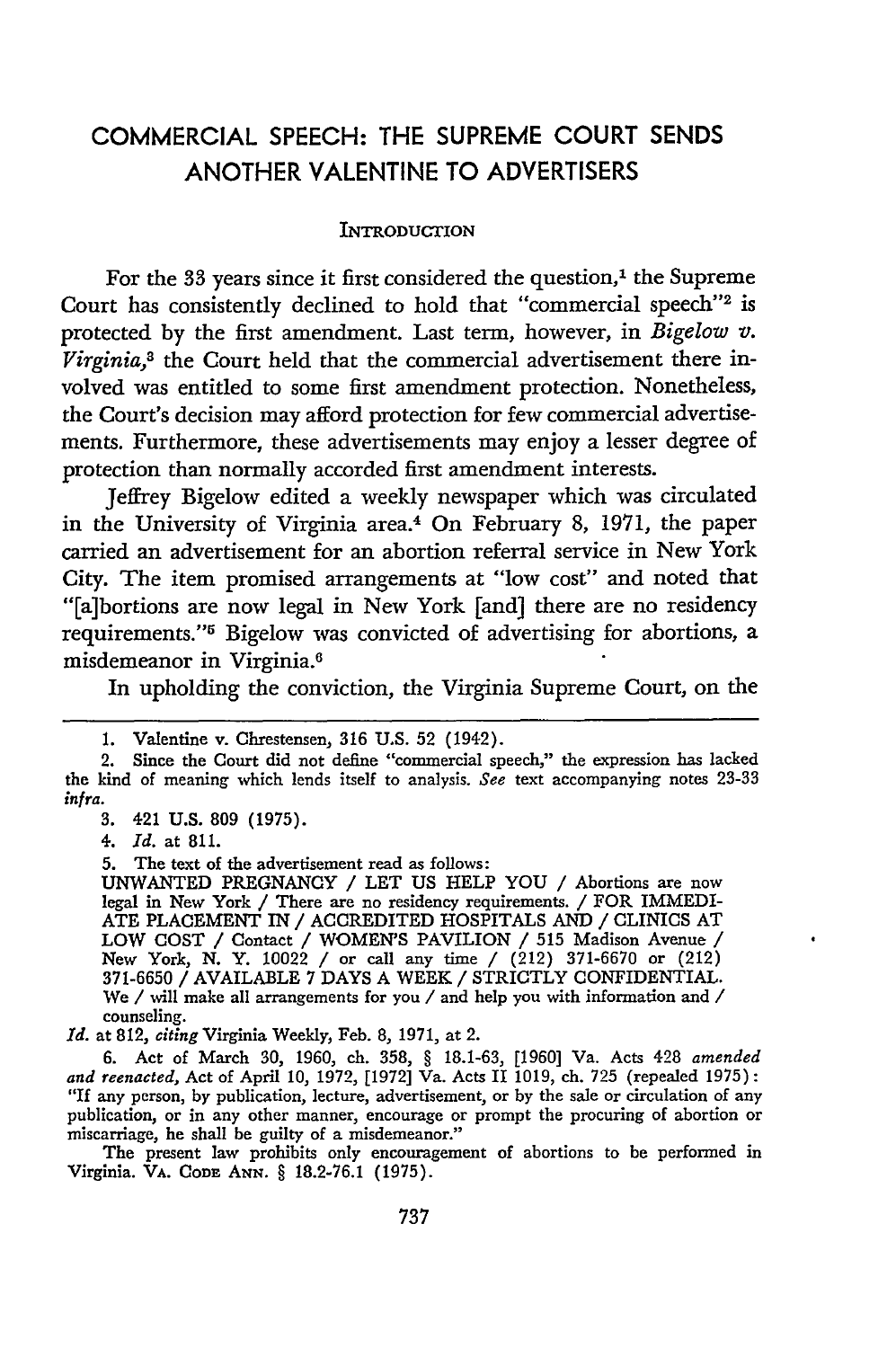# COMMERCIAL SPEECH: THE SUPREME COURT SENDS ANOTHER VALENTINE TO ADVERTISERS

## INTRODUCTION

For the 33 years since it first considered the question,[1] the Supreme Court has consistently declined to hold that "commercial speech"[2] is protected by the first amendment. Last term, however, in *Bigelow v. Virginia*,[3] the Court held that the commercial advertisement there involved was entitled to some first amendment protection. Nonetheless, the Court's decision may afford protection for few commercial advertisements. Furthermore, these advertisements may enjoy a lesser degree of protection than normally accorded first amendment interests.

Jeffrey Bigelow edited a weekly newspaper which was circulated in the University of Virginia area.[4] On February 8, 1971, the paper carried an advertisement for an abortion referral service in New York City. The item promised arrangements at "low cost" and noted that "[a]bortions are now legal in New York [and] there are no residency requirements."[5] Bigelow was convicted of advertising for abortions, a misdemeanor in Virginia.[6]

In upholding the conviction, the Virginia Supreme Court, on the

---

1. Valentine v. Chrestensen, 316 U.S. 52 (1942).

2. Since the Court did not define "commercial speech," the expression has lacked the kind of meaning which lends itself to analysis. *See* text accompanying notes 23-33 *infra*.

3. 421 U.S. 809 (1975).

4. *Id.* at 811.

5. The text of the advertisement read as follows:

UNWANTED PREGNANCY / LET US HELP YOU / Abortions are now legal in New York / There are no residency requirements. / FOR IMMEDIATE PLACEMENT IN / ACCREDITED HOSPITALS AND / CLINICS AT LOW COST / Contact / WOMEN'S PAVILION / 515 Madison Avenue / New York, N. Y. 10022 / or call any time / (212) 371-6670 or (212) 371-6650 / AVAILABLE 7 DAYS A WEEK / STRICTLY CONFIDENTIAL. We / will make all arrangements for you / and help you with information and / counseling.

*Id.* at 812, *citing* Virginia Weekly, Feb. 8, 1971, at 2.

6. Act of March 30, 1960, ch. 358, § 18.1-63, [1960] Va. Acts 428 *amended and reenacted*, Act of April 10, 1972, [1972] Va. Acts II 1019, ch. 725 (repealed 1975): "If any person, by publication, lecture, advertisement, or by the sale or circulation of any publication, or in any other manner, encourage or prompt the procuring of abortion or miscarriage, he shall be guilty of a misdemeanor."

The present law prohibits only encouragement of abortions to be performed in Virginia. VA. CODE ANN. § 18.2-76.1 (1975).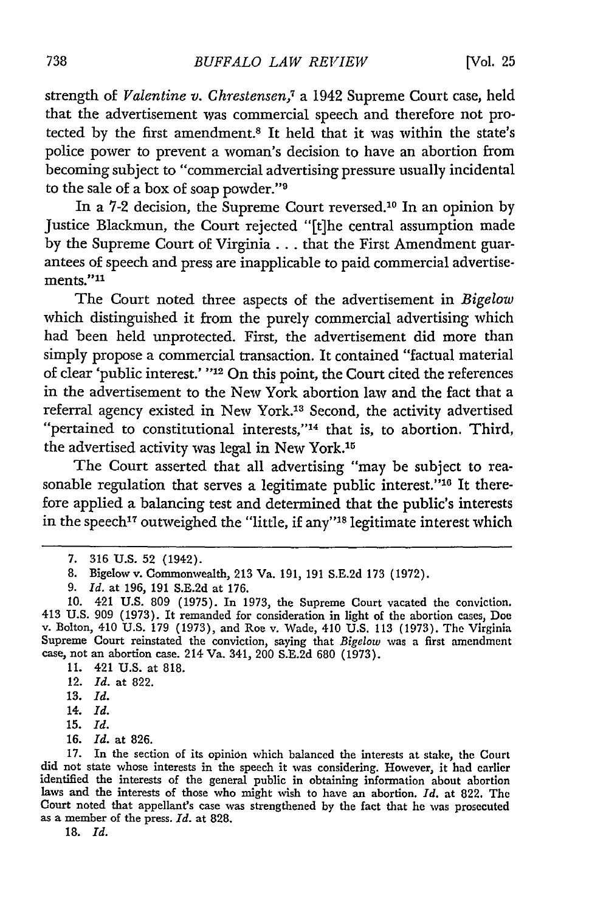strength of *Valentine v. Chrestensen*,[7] a 1942 Supreme Court case, held that the advertisement was commercial speech and therefore not protected by the first amendment.[8] It held that it was within the state's police power to prevent a woman's decision to have an abortion from becoming subject to "commercial advertising pressure usually incidental to the sale of a box of soap powder."[9]

In a 7-2 decision, the Supreme Court reversed.[10] In an opinion by Justice Blackmun, the Court rejected "[t]he central assumption made by the Supreme Court of Virginia . . . that the First Amendment guarantees of speech and press are inapplicable to paid commercial advertisements."[11]

The Court noted three aspects of the advertisement in *Bigelow* which distinguished it from the purely commercial advertising which had been held unprotected. First, the advertisement did more than simply propose a commercial transaction. It contained "factual material of clear 'public interest.' "[12] On this point, the Court cited the references in the advertisement to the New York abortion law and the fact that a referral agency existed in New York.[13] Second, the activity advertised "pertained to constitutional interests,"[14] that is, to abortion. Third, the advertised activity was legal in New York.[15]

The Court asserted that all advertising "may be subject to reasonable regulation that serves a legitimate public interest."[16] It therefore applied a balancing test and determined that the public's interests in the speech[17] outweighed the "little, if any"[18] legitimate interest which

---

7. 316 U.S. 52 (1942).

8. Bigelow v. Commonwealth, 213 Va. 191, 191 S.E.2d 173 (1972).

9. *Id.* at 196, 191 S.E.2d at 176.

10. 421 U.S. 809 (1975). In 1973, the Supreme Court vacated the conviction. 413 U.S. 909 (1973). It remanded for consideration in light of the abortion cases, Doe v. Bolton, 410 U.S. 179 (1973), and Roe v. Wade, 410 U.S. 113 (1973). The Virginia Supreme Court reinstated the conviction, saying that *Bigelow* was a first amendment case, not an abortion case. 214 Va. 341, 200 S.E.2d 680 (1973).

11. 421 U.S. at 818.

12. *Id.* at 822.

13. *Id.*

14. *Id.*

15. *Id.*

16. *Id.* at 826.

17. In the section of its opinion which balanced the interests at stake, the Court did not state whose interests in the speech it was considering. However, it had earlier identified the interests of the general public in obtaining information about abortion laws and the interests of those who might wish to have an abortion. *Id.* at 822. The Court noted that appellant's case was strengthened by the fact that he was prosecuted as a member of the press. *Id.* at 828.

18. *Id.*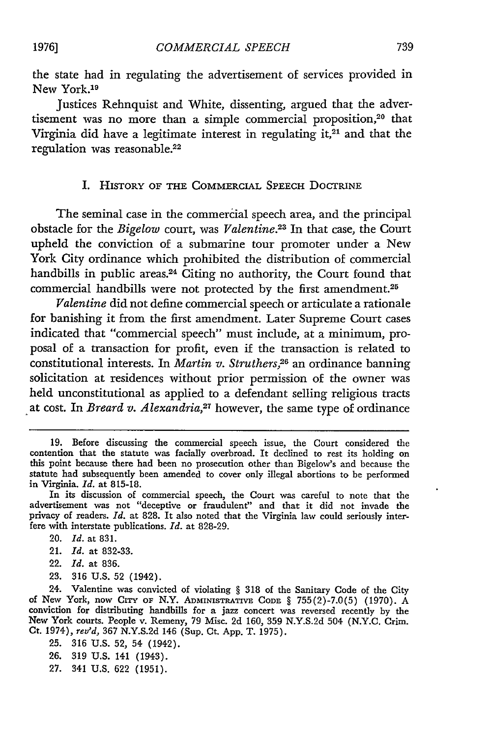the state had in regulating the advertisement of services provided in New York.[19]

Justices Rehnquist and White, dissenting, argued that the advertisement was no more than a simple commercial proposition,[20] that Virginia did have a legitimate interest in regulating it,[21] and that the regulation was reasonable.[22]

## I. HISTORY OF THE COMMERCIAL SPEECH DOCTRINE

The seminal case in the commercial speech area, and the principal obstacle for the *Bigelow* court, was *Valentine*.[23] In that case, the Court upheld the conviction of a submarine tour promoter under a New York City ordinance which prohibited the distribution of commercial handbills in public areas.[24] Citing no authority, the Court found that commercial handbills were not protected by the first amendment.[25]

*Valentine* did not define commercial speech or articulate a rationale for banishing it from the first amendment. Later Supreme Court cases indicated that "commercial speech" must include, at a minimum, proposal of a transaction for profit, even if the transaction is related to constitutional interests. In *Martin v. Struthers*,[26] an ordinance banning solicitation at residences without prior permission of the owner was held unconstitutional as applied to a defendant selling religious tracts at cost. In *Breard v. Alexandria*,[27] however, the same type of ordinance

---

19. Before discussing the commercial speech issue, the Court considered the contention that the statute was facially overbroad. It declined to rest its holding on this point because there had been no prosecution other than Bigelow's and because the statute had subsequently been amended to cover only illegal abortions to be performed in Virginia. *Id.* at 815-18.

In its discussion of commercial speech, the Court was careful to note that the advertisement was not "deceptive or fraudulent" and that it did not invade the privacy of readers. *Id.* at 828. It also noted that the Virginia law could seriously interfere with interstate publications. *Id.* at 828-29.

20. *Id.* at 831.

21. *Id.* at 832-33.

22. *Id.* at 836.

23. 316 U.S. 52 (1942).

24. Valentine was convicted of violating § 318 of the Sanitary Code of the City of New York, now CITY OF N.Y. ADMINISTRATIVE CODE § 755(2)-7.0(5) (1970). A conviction for distributing handbills for a jazz concert was reversed recently by the New York courts. People v. Remeny, 79 Misc. 2d 160, 359 N.Y.S.2d 504 (N.Y.C. Crim. Ct. 1974), *rev'd*, 367 N.Y.S.2d 146 (Sup. Ct. App. T. 1975).

25. 316 U.S. 52, 54 (1942).

26. 319 U.S. 141 (1943).

27. 341 U.S. 622 (1951).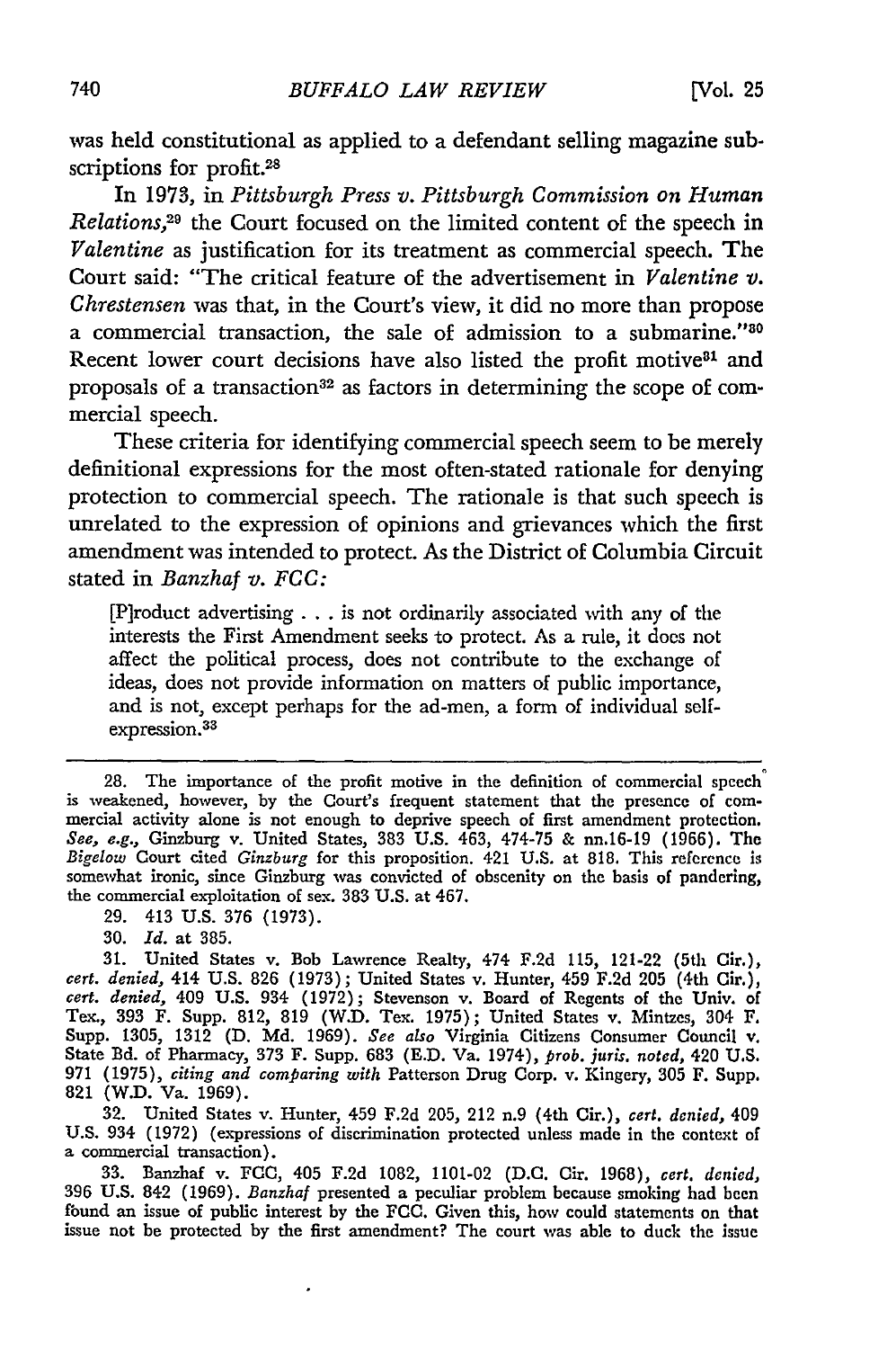was held constitutional as applied to a defendant selling magazine subscriptions for profit.[28]

In 1973, in *Pittsburgh Press v. Pittsburgh Commission on Human Relations*,[29] the Court focused on the limited content of the speech in *Valentine* as justification for its treatment as commercial speech. The Court said: "The critical feature of the advertisement in *Valentine v. Chrestensen* was that, in the Court's view, it did no more than propose a commercial transaction, the sale of admission to a submarine."[30] Recent lower court decisions have also listed the profit motive[31] and proposals of a transaction[32] as factors in determining the scope of commercial speech.

These criteria for identifying commercial speech seem to be merely definitional expressions for the most often-stated rationale for denying protection to commercial speech. The rationale is that such speech is unrelated to the expression of opinions and grievances which the first amendment was intended to protect. As the District of Columbia Circuit stated in *Banzhaf v. FCC:*

> [P]roduct advertising . . . is not ordinarily associated with any of the interests the First Amendment seeks to protect. As a rule, it does not affect the political process, does not contribute to the exchange of ideas, does not provide information on matters of public importance, and is not, except perhaps for the ad-men, a form of individual self-expression.[33]

---

28. The importance of the profit motive in the definition of commercial speech is weakened, however, by the Court's frequent statement that the presence of commercial activity alone is not enough to deprive speech of first amendment protection. *See, e.g.*, Ginzburg v. United States, 383 U.S. 463, 474-75 & nn.16-19 (1966). The *Bigelow* Court cited *Ginzburg* for this proposition. 421 U.S. at 818. This reference is somewhat ironic, since Ginzburg was convicted of obscenity on the basis of pandering, the commercial exploitation of sex. 383 U.S. at 467.

29. 413 U.S. 376 (1973).

30. *Id.* at 385.

31. United States v. Bob Lawrence Realty, 474 F.2d 115, 121-22 (5th Cir.), *cert. denied*, 414 U.S. 826 (1973); United States v. Hunter, 459 F.2d 205 (4th Cir.), *cert. denied*, 409 U.S. 934 (1972); Stevenson v. Board of Regents of the Univ. of Tex., 393 F. Supp. 812, 819 (W.D. Tex. 1975); United States v. Mintzes, 304 F. Supp. 1305, 1312 (D. Md. 1969). *See also* Virginia Citizens Consumer Council v. State Bd. of Pharmacy, 373 F. Supp. 683 (E.D. Va. 1974), *prob. juris. noted*, 420 U.S. 971 (1975), *citing and comparing with* Patterson Drug Corp. v. Kingery, 305 F. Supp. 821 (W.D. Va. 1969).

32. United States v. Hunter, 459 F.2d 205, 212 n.9 (4th Cir.), *cert. denied*, 409 U.S. 934 (1972) (expressions of discrimination protected unless made in the context of a commercial transaction).

33. Banzhaf v. FCC, 405 F.2d 1082, 1101-02 (D.C. Cir. 1968), *cert. denied*, 396 U.S. 842 (1969). *Banzhaf* presented a peculiar problem because smoking had been found an issue of public interest by the FCC. Given this, how could statements on that issue not be protected by the first amendment? The court was able to duck the issue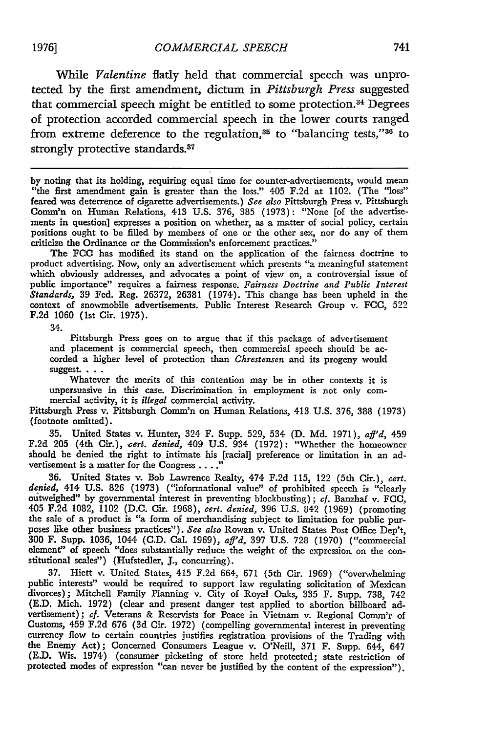While *Valentine* flatly held that commercial speech was unprotected by the first amendment, dictum in *Pittsburgh Press* suggested that commercial speech might be entitled to some protection.[34] Degrees of protection accorded commercial speech in the lower courts ranged from extreme deference to the regulation,[35] to "balancing tests,"[36] to strongly protective standards.[37]

---

by noting that its holding, requiring equal time for counter-advertisements, would mean "the first amendment gain is greater than the loss." 405 F.2d at 1102. (The "loss" feared was deterrence of cigarette advertisements.) *See also* Pittsburgh Press v. Pittsburgh Comm'n on Human Relations, 413 U.S. 376, 385 (1973): "None [of the advertisements in question] expresses a position on whether, as a matter of social policy, certain positions ought to be filled by members of one or the other sex, nor do any of them criticize the Ordinance or the Commission's enforcement practices."

The FCC has modified its stand on the application of the fairness doctrine to product advertising. Now, only an advertisement which presents "a meaningful statement which obviously addresses, and advocates a point of view on, a controversial issue of public importance" requires a fairness response. *Fairness Doctrine and Public Interest Standards*, 39 Fed. Reg. 26372, 26381 (1974). This change has been upheld in the context of snowmobile advertisements. Public Interest Research Group v. FCC, 522 F.2d 1060 (1st Cir. 1975).

34.

> Pittsburgh Press goes on to argue that if this package of advertisement and placement is commercial speech, then commercial speech should be accorded a higher level of protection than *Chrestensen* and its progeny would suggest. . . .
>
> Whatever the merits of this contention may be in other contexts it is unpersuasive in this case. Discrimination in employment is not only commercial activity, it is *illegal* commercial activity.

Pittsburgh Press v. Pittsburgh Comm'n on Human Relations, 413 U.S. 376, 388 (1973) (footnote omitted).

35. United States v. Hunter, 324 F. Supp. 529, 534 (D. Md. 1971), *aff'd*, 459 F.2d 205 (4th Cir.), *cert. denied*, 409 U.S. 934 (1972): "Whether the homeowner should be denied the right to intimate his [racial] preference or limitation in an advertisement is a matter for the Congress . . . ."

36. United States v. Bob Lawrence Realty, 474 F.2d 115, 122 (5th Cir.), *cert. denied*, 414 U.S. 826 (1973) ("informational value" of prohibited speech is "clearly outweighed" by governmental interest in preventing blockbusting); *cf.* Banzhaf v. FCC, 405 F.2d 1082, 1102 (D.C. Cir. 1968), *cert. denied*, 396 U.S. 842 (1969) (promoting the sale of a product is "a form of merchandising subject to limitation for public purposes like other business practices"). *See also* Rowan v. United States Post Office Dep't, 300 F. Supp. 1036, 1044 (C.D. Cal. 1969), *aff'd*, 397 U.S. 728 (1970) ("commercial element" of speech "does substantially reduce the weight of the expression on the constitutional scales") (Hufstedler, J., concurring).

37. Hiett v. United States, 415 F.2d 664, 671 (5th Cir. 1969) ("overwhelming public interests" would be required to support law regulating solicitation of Mexican divorces); Mitchell Family Planning v. City of Royal Oaks, 335 F. Supp. 738, 742 (E.D. Mich. 1972) (clear and present danger test applied to abortion billboard advertisement); *cf.* Veterans & Reservists for Peace in Vietnam v. Regional Comm'r of Customs, 459 F.2d 676 (3d Cir. 1972) (compelling governmental interest in preventing currency flow to certain countries justifies registration provisions of the Trading with the Enemy Act); Concerned Consumers League v. O'Neill, 371 F. Supp. 644, 647 (E.D. Wis. 1974) (consumer picketing of store held protected; state restriction of protected modes of expression "can never be justified by the content of the expression").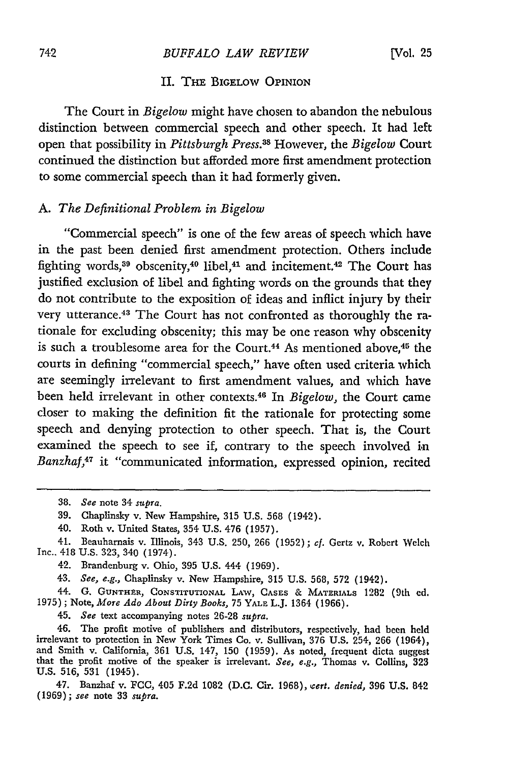## II. The Bigelow Opinion

The Court in *Bigelow* might have chosen to abandon the nebulous distinction between commercial speech and other speech. It had left open that possibility in *Pittsburgh Press*.[38] However, the *Bigelow* Court continued the distinction but afforded more first amendment protection to some commercial speech than it had formerly given.

### A. *The Definitional Problem in Bigelow*

"Commercial speech" is one of the few areas of speech which have in the past been denied first amendment protection. Others include fighting words,[39] obscenity,[40] libel,[41] and incitement.[42] The Court has justified exclusion of libel and fighting words on the grounds that they do not contribute to the exposition of ideas and inflict injury by their very utterance.[43] The Court has not confronted as thoroughly the rationale for excluding obscenity; this may be one reason why obscenity is such a troublesome area for the Court.[44] As mentioned above,[45] the courts in defining "commercial speech," have often used criteria which are seemingly irrelevant to first amendment values, and which have been held irrelevant in other contexts.[46] In *Bigelow*, the Court came closer to making the definition fit the rationale for protecting some speech and denying protection to other speech. That is, the Court examined the speech to see if, contrary to the speech involved in *Banzhaf*,[47] it "communicated information, expressed opinion, recited

---

38. *See* note 34 *supra*.

39. Chaplinsky v. New Hampshire, 315 U.S. 568 (1942).

40. Roth v. United States, 354 U.S. 476 (1957).

41. Beauharnais v. Illinois, 343 U.S. 250, 266 (1952); *cf.* Gertz v. Robert Welch Inc., 418 U.S. 323, 340 (1974).

42. Brandenburg v. Ohio, 395 U.S. 444 (1969).

43. *See, e.g.*, Chaplinsky v. New Hampshire, 315 U.S. 568, 572 (1942).

44. G. Gunther, Constitutional Law, Cases & Materials 1282 (9th ed. 1975); Note, *More Ado About Dirty Books*, 75 Yale L.J. 1364 (1966).

45. *See* text accompanying notes 26-28 *supra*.

46. The profit motive of publishers and distributors, respectively, had been held irrelevant to protection in New York Times Co. v. Sullivan, 376 U.S. 254, 266 (1964), and Smith v. California, 361 U.S. 147, 150 (1959). As noted, frequent dicta suggest that the profit motive of the speaker is irrelevant. *See, e.g.*, Thomas v. Collins, 323 U.S. 516, 531 (1945).

47. Banzhaf v. FCC, 405 F.2d 1082 (D.C. Cir. 1968), *cert. denied*, 396 U.S. 842 (1969); *see* note 33 *supra*.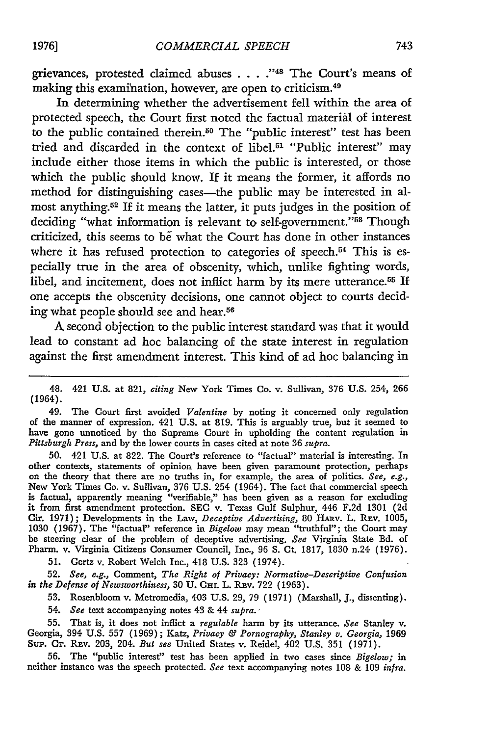grievances, protested claimed abuses . . . ."[48] The Court's means of making this examination, however, are open to criticism.[49]

In determining whether the advertisement fell within the area of protected speech, the Court first noted the factual material of interest to the public contained therein.[50] The "public interest" test has been tried and discarded in the context of libel.[51] "Public interest" may include either those items in which the public is interested, or those which the public should know. If it means the former, it affords no method for distinguishing cases—the public may be interested in almost anything.[52] If it means the latter, it puts judges in the position of deciding "what information is relevant to self-government."[53] Though criticized, this seems to be what the Court has done in other instances where it has refused protection to categories of speech.[54] This is especially true in the area of obscenity, which, unlike fighting words, libel, and incitement, does not inflict harm by its mere utterance.[55] If one accepts the obscenity decisions, one cannot object to courts deciding what people should see and hear.[56]

A second objection to the public interest standard was that it would lead to constant ad hoc balancing of the state interest in regulation against the first amendment interest. This kind of ad hoc balancing in

---

48. 421 U.S. at 821, *citing* New York Times Co. v. Sullivan, 376 U.S. 254, 266 (1964).

49. The Court first avoided *Valentine* by noting it concerned only regulation of the manner of expression. 421 U.S. at 819. This is arguably true, but it seemed to have gone unnoticed by the Supreme Court in upholding the content regulation in *Pittsburgh Press*, and by the lower courts in cases cited at note 36 *supra*.

50. 421 U.S. at 822. The Court's reference to "factual" material is interesting. In other contexts, statements of opinion have been given paramount protection, perhaps on the theory that there are no truths in, for example, the area of politics. *See, e.g.*, New York Times Co. v. Sullivan, 376 U.S. 254 (1964). The fact that commercial speech is factual, apparently meaning "verifiable," has been given as a reason for excluding it from first amendment protection. SEC v. Texas Gulf Sulphur, 446 F.2d 1301 (2d Cir. 1971); Developments in the Law, *Deceptive Advertising*, 80 HARV. L. REV. 1005, 1030 (1967). The "factual" reference in *Bigelow* may mean "truthful"; the Court may be steering clear of the problem of deceptive advertising. *See* Virginia State Bd. of Pharm. v. Virginia Citizens Consumer Council, Inc., 96 S. Ct. 1817, 1830 n.24 (1976).

51. Gertz v. Robert Welch Inc., 418 U.S. 323 (1974).

52. *See, e.g.*, Comment, *The Right of Privacy: Normative-Descriptive Confusion in the Defense of Newsworthiness*, 30 U. CHI. L. REV. 722 (1963).

53. Rosenbloom v. Metromedia, 403 U.S. 29, 79 (1971) (Marshall, J., dissenting).

54. *See* text accompanying notes 43 & 44 *supra*.

55. That is, it does not inflict a *regulable* harm by its utterance. *See* Stanley v. Georgia, 394 U.S. 557 (1969); Katz, *Privacy & Pornography, Stanley v. Georgia*, 1969 SUP. CT. REV. 203, 204. *But see* United States v. Reidel, 402 U.S. 351 (1971).

56. The "public interest" test has been applied in two cases since *Bigelow*; in neither instance was the speech protected. *See* text accompanying notes 108 & 109 *infra*.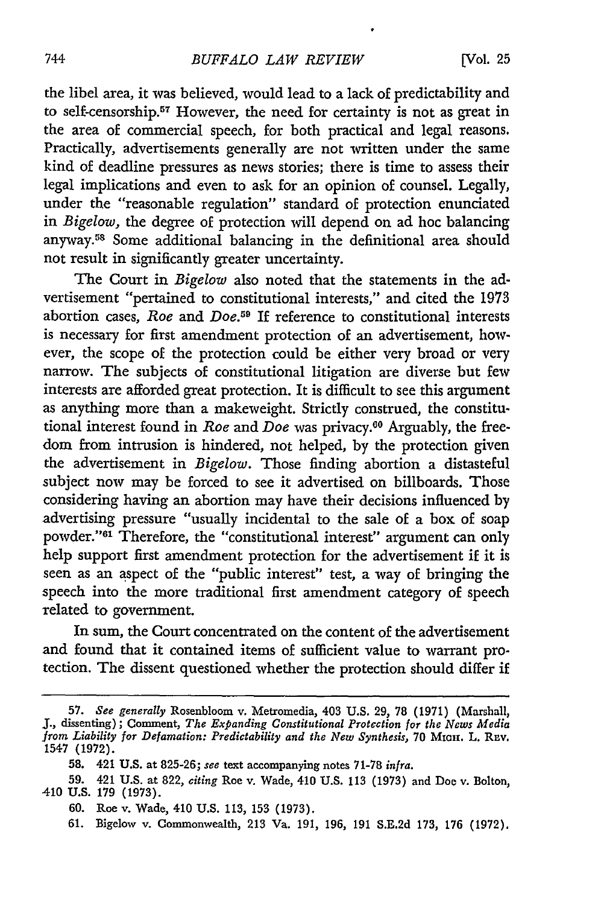the libel area, it was believed, would lead to a lack of predictability and to self-censorship.[57] However, the need for certainty is not as great in the area of commercial speech, for both practical and legal reasons. Practically, advertisements generally are not written under the same kind of deadline pressures as news stories; there is time to assess their legal implications and even to ask for an opinion of counsel. Legally, under the "reasonable regulation" standard of protection enunciated in *Bigelow*, the degree of protection will depend on ad hoc balancing anyway.[58] Some additional balancing in the definitional area should not result in significantly greater uncertainty.

The Court in *Bigelow* also noted that the statements in the advertisement "pertained to constitutional interests," and cited the 1973 abortion cases, *Roe* and *Doe*.[59] If reference to constitutional interests is necessary for first amendment protection of an advertisement, however, the scope of the protection could be either very broad or very narrow. The subjects of constitutional litigation are diverse but few interests are afforded great protection. It is difficult to see this argument as anything more than a makeweight. Strictly construed, the constitutional interest found in *Roe* and *Doe* was privacy.[60] Arguably, the freedom from intrusion is hindered, not helped, by the protection given the advertisement in *Bigelow*. Those finding abortion a distasteful subject now may be forced to see it advertised on billboards. Those considering having an abortion may have their decisions influenced by advertising pressure "usually incidental to the sale of a box of soap powder."[61] Therefore, the "constitutional interest" argument can only help support first amendment protection for the advertisement if it is seen as an aspect of the "public interest" test, a way of bringing the speech into the more traditional first amendment category of speech related to government.

In sum, the Court concentrated on the content of the advertisement and found that it contained items of sufficient value to warrant protection. The dissent questioned whether the protection should differ if

---

57. *See generally* Rosenbloom v. Metromedia, 403 U.S. 29, 78 (1971) (Marshall, J., dissenting); Comment, *The Expanding Constitutional Protection for the News Media from Liability for Defamation: Predictability and the New Synthesis*, 70 MICH. L. REV. 1547 (1972).

58. 421 U.S. at 825-26; *see* text accompanying notes 71-78 *infra*.

59. 421 U.S. at 822, *citing* Roe v. Wade, 410 U.S. 113 (1973) and Doe v. Bolton, 410 U.S. 179 (1973).

60. Roe v. Wade, 410 U.S. 113, 153 (1973).

61. Bigelow v. Commonwealth, 213 Va. 191, 196, 191 S.E.2d 173, 176 (1972).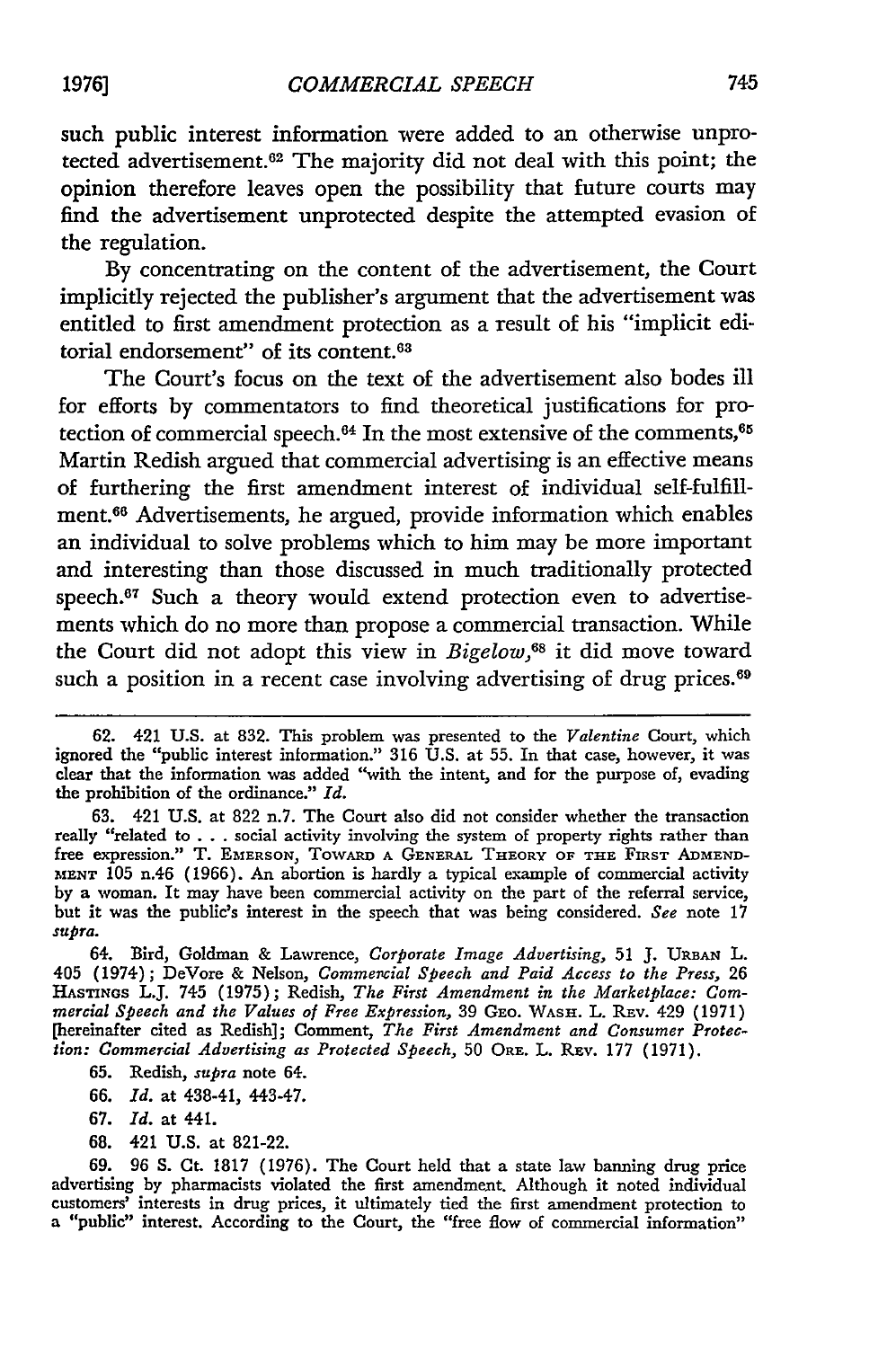such public interest information were added to an otherwise unprotected advertisement.[62] The majority did not deal with this point; the opinion therefore leaves open the possibility that future courts may find the advertisement unprotected despite the attempted evasion of the regulation.

By concentrating on the content of the advertisement, the Court implicitly rejected the publisher's argument that the advertisement was entitled to first amendment protection as a result of his "implicit editorial endorsement" of its content.[63]

The Court's focus on the text of the advertisement also bodes ill for efforts by commentators to find theoretical justifications for protection of commercial speech.[64] In the most extensive of the comments,[65] Martin Redish argued that commercial advertising is an effective means of furthering the first amendment interest of individual self-fulfillment.[66] Advertisements, he argued, provide information which enables an individual to solve problems which to him may be more important and interesting than those discussed in much traditionally protected speech.[67] Such a theory would extend protection even to advertisements which do no more than propose a commercial transaction. While the Court did not adopt this view in *Bigelow*,[68] it did move toward such a position in a recent case involving advertising of drug prices.[69]

---

62. 421 U.S. at 832. This problem was presented to the *Valentine* Court, which ignored the "public interest information." 316 U.S. at 55. In that case, however, it was clear that the information was added "with the intent, and for the purpose of, evading the prohibition of the ordinance." *Id.*

63. 421 U.S. at 822 n.7. The Court also did not consider whether the transaction really "related to . . . social activity involving the system of property rights rather than free expression." T. EMERSON, TOWARD A GENERAL THEORY OF THE FIRST AMENDMENT 105 n.46 (1966). An abortion is hardly a typical example of commercial activity by a woman. It may have been commercial activity on the part of the referral service, but it was the public's interest in the speech that was being considered. *See* note 17 *supra.*

64. Bird, Goldman & Lawrence, *Corporate Image Advertising*, 51 J. URBAN L. 405 (1974); DeVore & Nelson, *Commercial Speech and Paid Access to the Press*, 26 HASTINGS L.J. 745 (1975); Redish, *The First Amendment in the Marketplace: Commercial Speech and the Values of Free Expression*, 39 GEO. WASH. L. REV. 429 (1971) [hereinafter cited as Redish]; Comment, *The First Amendment and Consumer Protection: Commercial Advertising as Protected Speech*, 50 ORE. L. REV. 177 (1971).

65. Redish, *supra* note 64.

66. *Id.* at 438-41, 443-47.

67. *Id.* at 441.

68. 421 U.S. at 821-22.

69. 96 S. Ct. 1817 (1976). The Court held that a state law banning drug price advertising by pharmacists violated the first amendment. Although it noted individual customers' interests in drug prices, it ultimately tied the first amendment protection to a "public" interest. According to the Court, the "free flow of commercial information"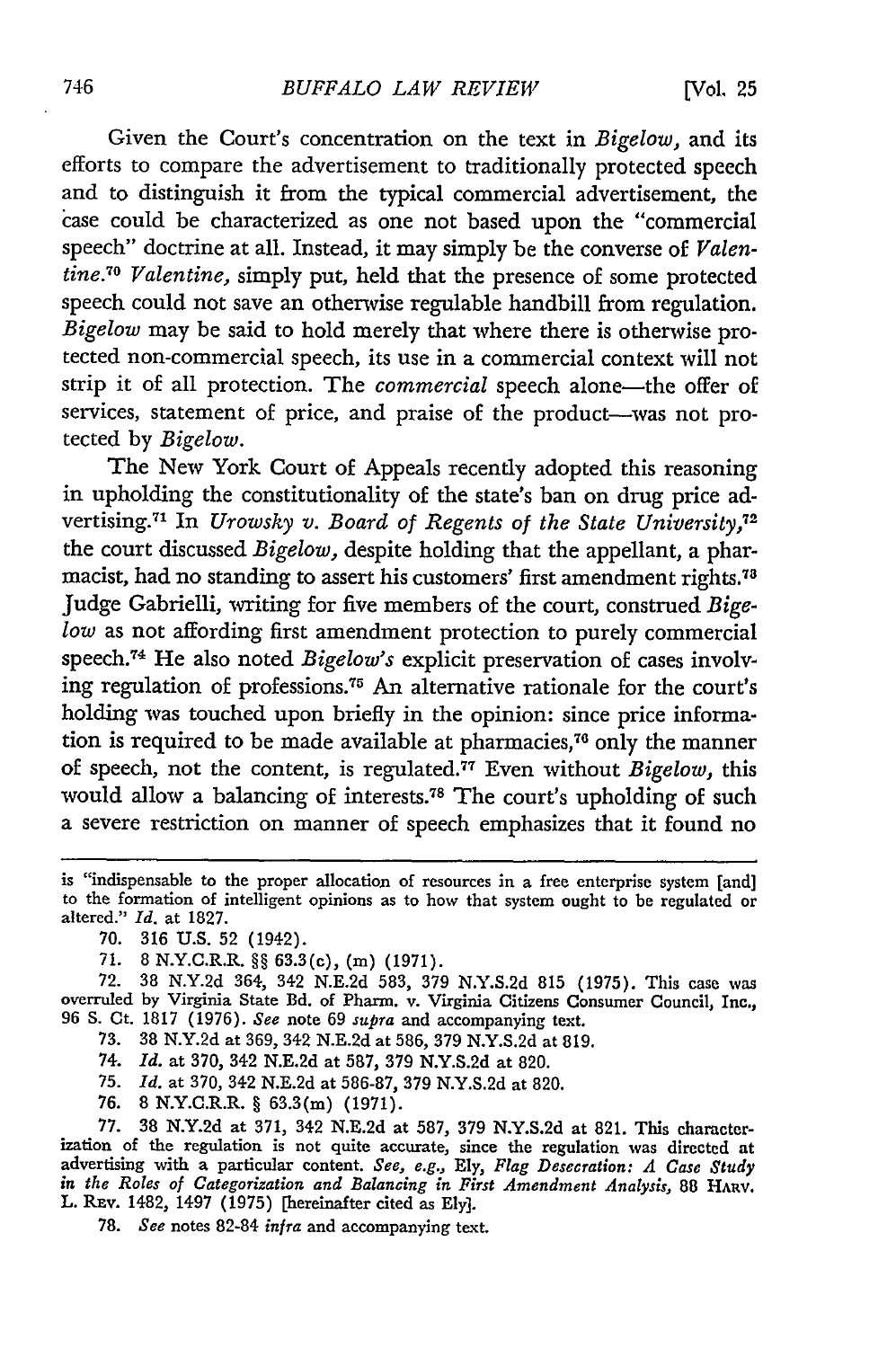Given the Court's concentration on the text in *Bigelow*, and its efforts to compare the advertisement to traditionally protected speech and to distinguish it from the typical commercial advertisement, the case could be characterized as one not based upon the "commercial speech" doctrine at all. Instead, it may simply be the converse of *Valentine*.[70] *Valentine*, simply put, held that the presence of some protected speech could not save an otherwise regulable handbill from regulation. *Bigelow* may be said to hold merely that where there is otherwise protected non-commercial speech, its use in a commercial context will not strip it of all protection. The *commercial* speech alone—the offer of services, statement of price, and praise of the product—was not protected by *Bigelow*.

The New York Court of Appeals recently adopted this reasoning in upholding the constitutionality of the state's ban on drug price advertising.[71] In *Urowsky v. Board of Regents of the State University*,[72] the court discussed *Bigelow*, despite holding that the appellant, a pharmacist, had no standing to assert his customers' first amendment rights.[73] Judge Gabrielli, writing for five members of the court, construed *Bigelow* as not affording first amendment protection to purely commercial speech.[74] He also noted *Bigelow's* explicit preservation of cases involving regulation of professions.[75] An alternative rationale for the court's holding was touched upon briefly in the opinion: since price information is required to be made available at pharmacies,[76] only the manner of speech, not the content, is regulated.[77] Even without *Bigelow*, this would allow a balancing of interests.[78] The court's upholding of such a severe restriction on manner of speech emphasizes that it found no

---

is "indispensable to the proper allocation of resources in a free enterprise system [and] to the formation of intelligent opinions as to how that system ought to be regulated or altered." *Id.* at 1827.

70. 316 U.S. 52 (1942).

71. 8 N.Y.C.R.R. §§ 63.3(c), (m) (1971).

72. 38 N.Y.2d 364, 342 N.E.2d 583, 379 N.Y.S.2d 815 (1975). This case was overruled by Virginia State Bd. of Pharm. v. Virginia Citizens Consumer Council, Inc., 96 S. Ct. 1817 (1976). *See* note 69 *supra* and accompanying text.

73. 38 N.Y.2d at 369, 342 N.E.2d at 586, 379 N.Y.S.2d at 819.

74. *Id.* at 370, 342 N.E.2d at 587, 379 N.Y.S.2d at 820.

75. *Id.* at 370, 342 N.E.2d at 586-87, 379 N.Y.S.2d at 820.

76. 8 N.Y.C.R.R. § 63.3(m) (1971).

77. 38 N.Y.2d at 371, 342 N.E.2d at 587, 379 N.Y.S.2d at 821. This characterization of the regulation is not quite accurate, since the regulation was directed at advertising with a particular content. *See, e.g.*, Ely, *Flag Desecration: A Case Study in the Roles of Categorization and Balancing in First Amendment Analysis*, 88 HARV. L. REV. 1482, 1497 (1975) [hereinafter cited as Ely].

78. *See* notes 82-84 *infra* and accompanying text.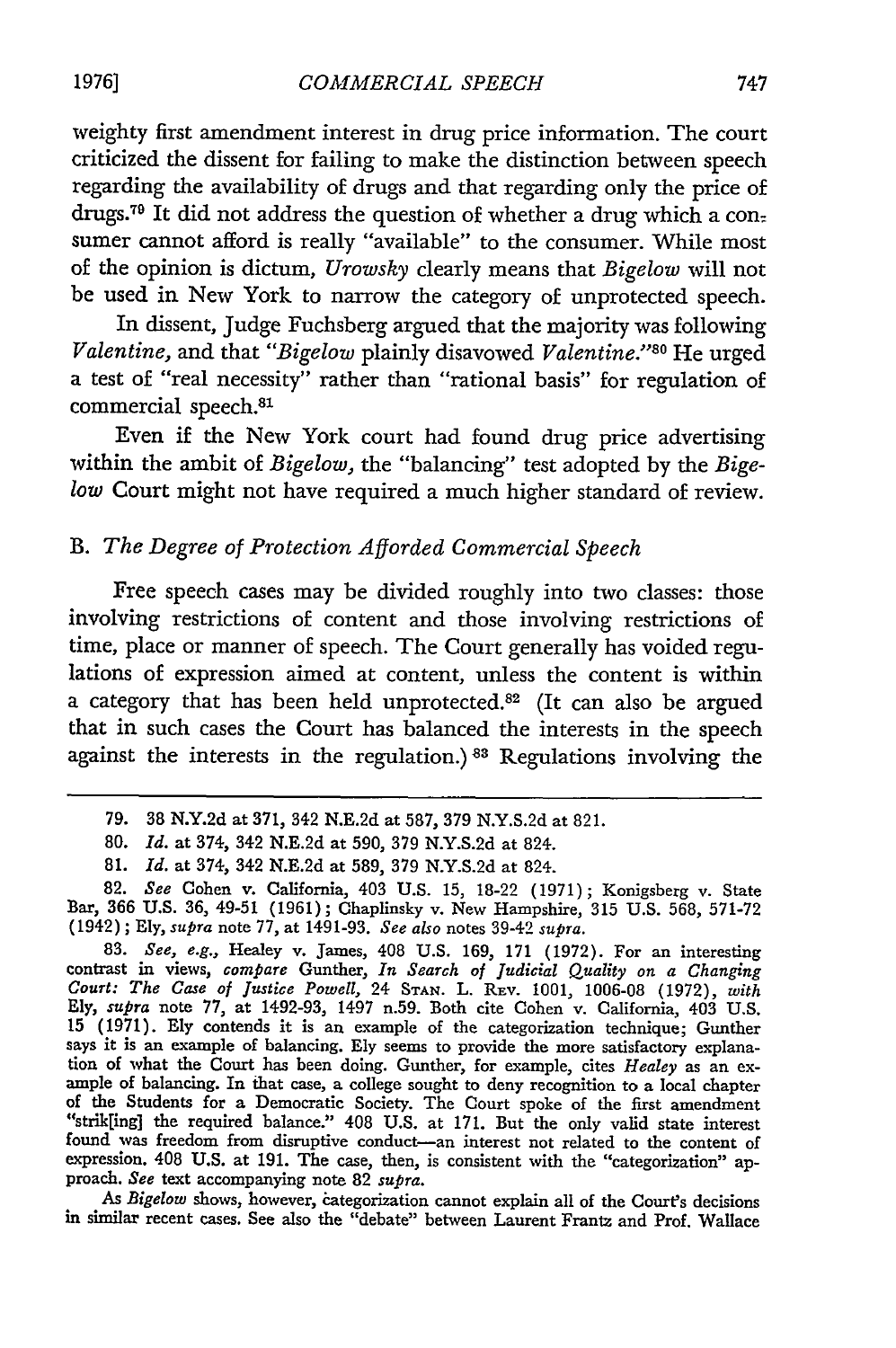weighty first amendment interest in drug price information. The court criticized the dissent for failing to make the distinction between speech regarding the availability of drugs and that regarding only the price of drugs.[79] It did not address the question of whether a drug which a consumer cannot afford is really "available" to the consumer. While most of the opinion is dictum, *Urowsky* clearly means that *Bigelow* will not be used in New York to narrow the category of unprotected speech.

In dissent, Judge Fuchsberg argued that the majority was following *Valentine*, and that "*Bigelow* plainly disavowed *Valentine*."[80] He urged a test of "real necessity" rather than "rational basis" for regulation of commercial speech.[81]

Even if the New York court had found drug price advertising within the ambit of *Bigelow*, the "balancing" test adopted by the *Bigelow* Court might not have required a much higher standard of review.

### B. *The Degree of Protection Afforded Commercial Speech*

Free speech cases may be divided roughly into two classes: those involving restrictions of content and those involving restrictions of time, place or manner of speech. The Court generally has voided regulations of expression aimed at content, unless the content is within a category that has been held unprotected.[82] (It can also be argued that in such cases the Court has balanced the interests in the speech against the interests in the regulation.)[83] Regulations involving the

---

79. 38 N.Y.2d at 371, 342 N.E.2d at 587, 379 N.Y.S.2d at 821.

80. *Id.* at 374, 342 N.E.2d at 590, 379 N.Y.S.2d at 824.

81. *Id.* at 374, 342 N.E.2d at 589, 379 N.Y.S.2d at 824.

82. *See* Cohen v. California, 403 U.S. 15, 18-22 (1971); Konigsberg v. State Bar, 366 U.S. 36, 49-51 (1961); Chaplinsky v. New Hampshire, 315 U.S. 568, 571-72 (1942); Ely, *supra* note 77, at 1491-93. *See also* notes 39-42 *supra.*

83. *See, e.g.,* Healey v. James, 408 U.S. 169, 171 (1972). For an interesting contrast in views, *compare* Gunther, *In Search of Judicial Quality on a Changing Court: The Case of Justice Powell*, 24 STAN. L. REV. 1001, 1006-08 (1972), *with* Ely, *supra* note 77, at 1492-93, 1497 n.59. Both cite Cohen v. California, 403 U.S. 15 (1971). Ely contends it is an example of the categorization technique; Gunther says it is an example of balancing. Ely seems to provide the more satisfactory explanation of what the Court has been doing. Gunther, for example, cites *Healey* as an example of balancing. In that case, a college sought to deny recognition to a local chapter of the Students for a Democratic Society. The Court spoke of the first amendment "strik[ing] the required balance." 408 U.S. at 171. But the only valid state interest found was freedom from disruptive conduct—an interest not related to the content of expression. 408 U.S. at 191. The case, then, is consistent with the "categorization" approach. *See* text accompanying note 82 *supra.*

As *Bigelow* shows, however, categorization cannot explain all of the Court's decisions in similar recent cases. See also the "debate" between Laurent Frantz and Prof. Wallace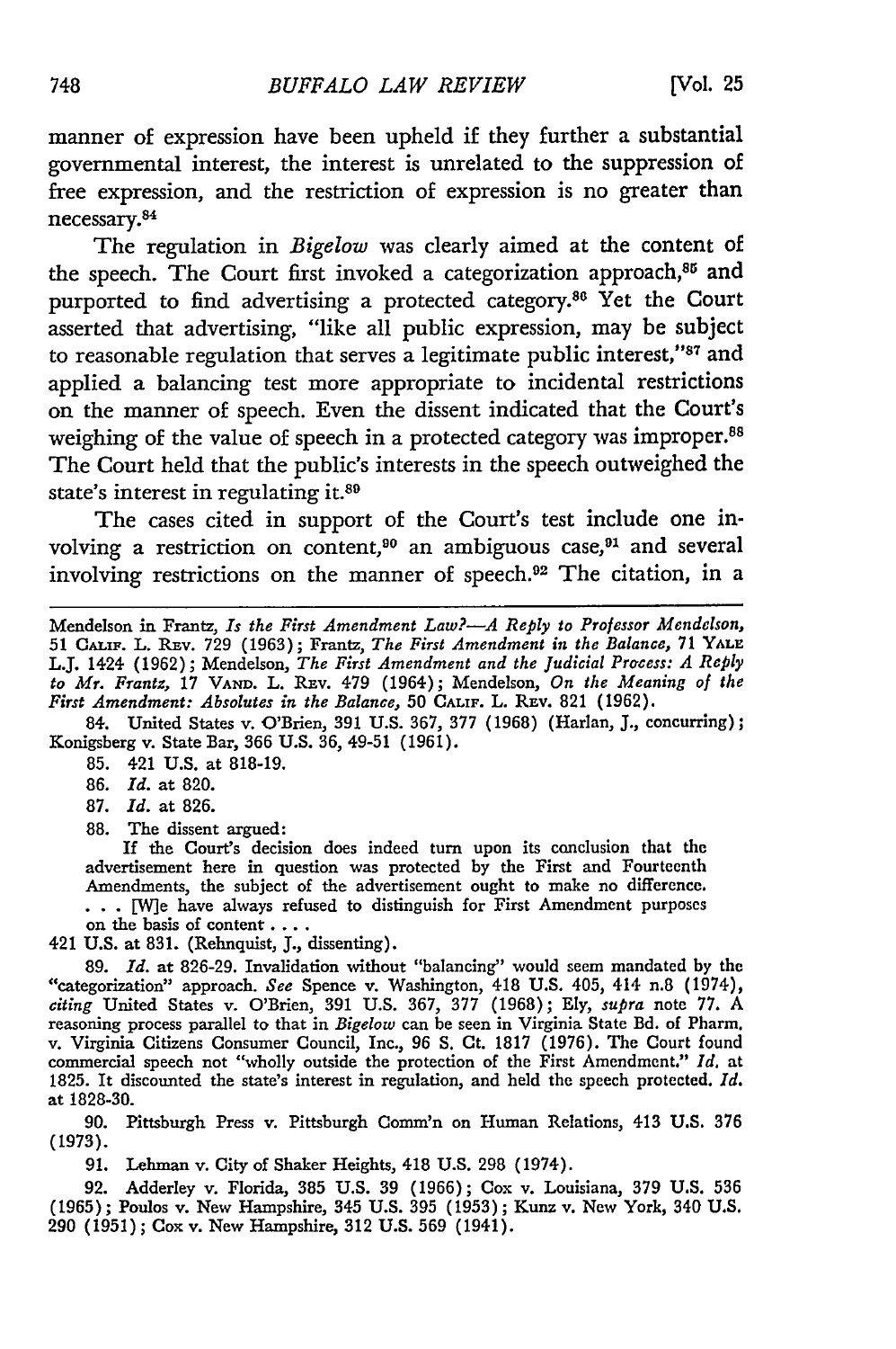manner of expression have been upheld if they further a substantial governmental interest, the interest is unrelated to the suppression of free expression, and the restriction of expression is no greater than necessary.[84]

The regulation in *Bigelow* was clearly aimed at the content of the speech. The Court first invoked a categorization approach,[85] and purported to find advertising a protected category.[86] Yet the Court asserted that advertising, "like all public expression, may be subject to reasonable regulation that serves a legitimate public interest,"[87] and applied a balancing test more appropriate to incidental restrictions on the manner of speech. Even the dissent indicated that the Court's weighing of the value of speech in a protected category was improper.[88] The Court held that the public's interests in the speech outweighed the state's interest in regulating it.[89]

The cases cited in support of the Court's test include one involving a restriction on content,[90] an ambiguous case,[91] and several involving restrictions on the manner of speech.[92] The citation, in a

---

Mendelson in Frantz, *Is the First Amendment Law?—A Reply to Professor Mendelson*, 51 CALIF. L. REV. 729 (1963); Frantz, *The First Amendment in the Balance*, 71 YALE L.J. 1424 (1962); Mendelson, *The First Amendment and the Judicial Process: A Reply to Mr. Frantz*, 17 VAND. L. REV. 479 (1964); Mendelson, *On the Meaning of the First Amendment: Absolutes in the Balance*, 50 CALIF. L. REV. 821 (1962).

84. United States v. O'Brien, 391 U.S. 367, 377 (1968) (Harlan, J., concurring); Konigsberg v. State Bar, 366 U.S. 36, 49-51 (1961).

85. 421 U.S. at 818-19.

86. *Id.* at 820.

87. *Id.* at 826.

88. The dissent argued:

> If the Court's decision does indeed turn upon its conclusion that the advertisement here in question was protected by the First and Fourteenth Amendments, the subject of the advertisement ought to make no difference. . . . [W]e have always refused to distinguish for First Amendment purposes on the basis of content . . . .

421 U.S. at 831. (Rehnquist, J., dissenting).

89. *Id.* at 826-29. Invalidation without "balancing" would seem mandated by the "categorization" approach. *See* Spence v. Washington, 418 U.S. 405, 414 n.8 (1974), *citing* United States v. O'Brien, 391 U.S. 367, 377 (1968); Ely, *supra* note 77. A reasoning process parallel to that in *Bigelow* can be seen in Virginia State Bd. of Pharm. v. Virginia Citizens Consumer Council, Inc., 96 S. Ct. 1817 (1976). The Court found commercial speech not "wholly outside the protection of the First Amendment." *Id.* at 1825. It discounted the state's interest in regulation, and held the speech protected. *Id.* at 1828-30.

90. Pittsburgh Press v. Pittsburgh Comm'n on Human Relations, 413 U.S. 376 (1973).

91. Lehman v. City of Shaker Heights, 418 U.S. 298 (1974).

92. Adderley v. Florida, 385 U.S. 39 (1966); Cox v. Louisiana, 379 U.S. 536 (1965); Poulos v. New Hampshire, 345 U.S. 395 (1953); Kunz v. New York, 340 U.S. 290 (1951); Cox v. New Hampshire, 312 U.S. 569 (1941).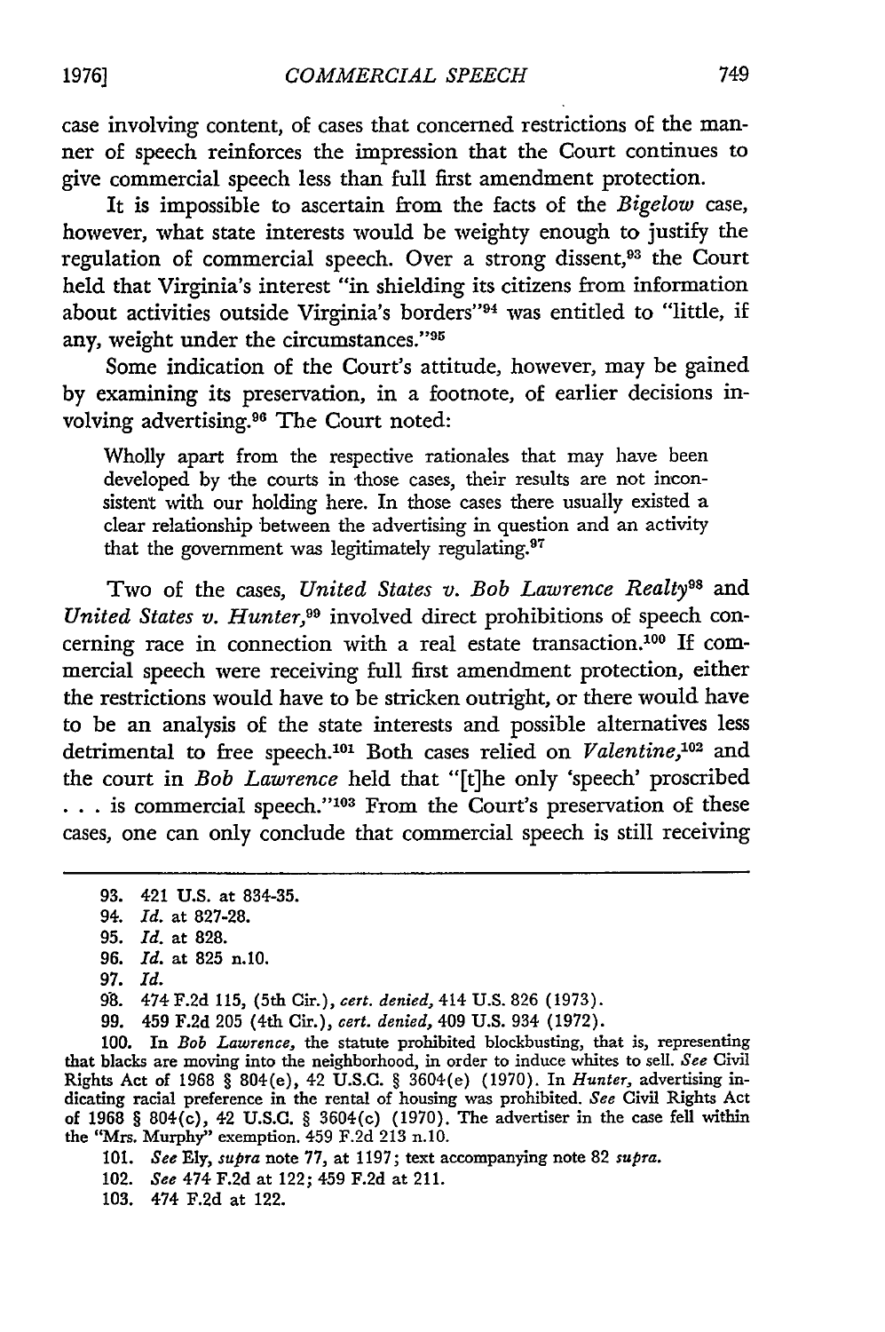case involving content, of cases that concerned restrictions of the manner of speech reinforces the impression that the Court continues to give commercial speech less than full first amendment protection.

It is impossible to ascertain from the facts of the *Bigelow* case, however, what state interests would be weighty enough to justify the regulation of commercial speech. Over a strong dissent,[93] the Court held that Virginia's interest "in shielding its citizens from information about activities outside Virginia's borders"[94] was entitled to "little, if any, weight under the circumstances."[95]

Some indication of the Court's attitude, however, may be gained by examining its preservation, in a footnote, of earlier decisions involving advertising.[96] The Court noted:

> Wholly apart from the respective rationales that may have been developed by the courts in those cases, their results are not inconsistent with our holding here. In those cases there usually existed a clear relationship between the advertising in question and an activity that the government was legitimately regulating.[97]

Two of the cases, *United States v. Bob Lawrence Realty*[98] and *United States v. Hunter,*[99] involved direct prohibitions of speech concerning race in connection with a real estate transaction.[100] If commercial speech were receiving full first amendment protection, either the restrictions would have to be stricken outright, or there would have to be an analysis of the state interests and possible alternatives less detrimental to free speech.[101] Both cases relied on *Valentine,*[102] and the court in *Bob Lawrence* held that "[t]he only 'speech' proscribed . . . is commercial speech."[103] From the Court's preservation of these cases, one can only conclude that commercial speech is still receiving

---

93. 421 U.S. at 834-35.

94. *Id.* at 827-28.

95. *Id.* at 828.

96. *Id.* at 825 n.10.

97. *Id.*

98. 474 F.2d 115, (5th Cir.), *cert. denied,* 414 U.S. 826 (1973).

99. 459 F.2d 205 (4th Cir.), *cert. denied,* 409 U.S. 934 (1972).

100. In *Bob Lawrence,* the statute prohibited blockbusting, that is, representing that blacks are moving into the neighborhood, in order to induce whites to sell. *See* Civil Rights Act of 1968 § 804(e), 42 U.S.C. § 3604(e) (1970). In *Hunter,* advertising indicating racial preference in the rental of housing was prohibited. *See* Civil Rights Act of 1968 § 804(c), 42 U.S.C. § 3604(c) (1970). The advertiser in the case fell within the "Mrs. Murphy" exemption. 459 F.2d 213 n.10.

101. *See* Ely, *supra* note 77, at 1197; text accompanying note 82 *supra.*

102. *See* 474 F.2d at 122; 459 F.2d at 211.

103. 474 F.2d at 122.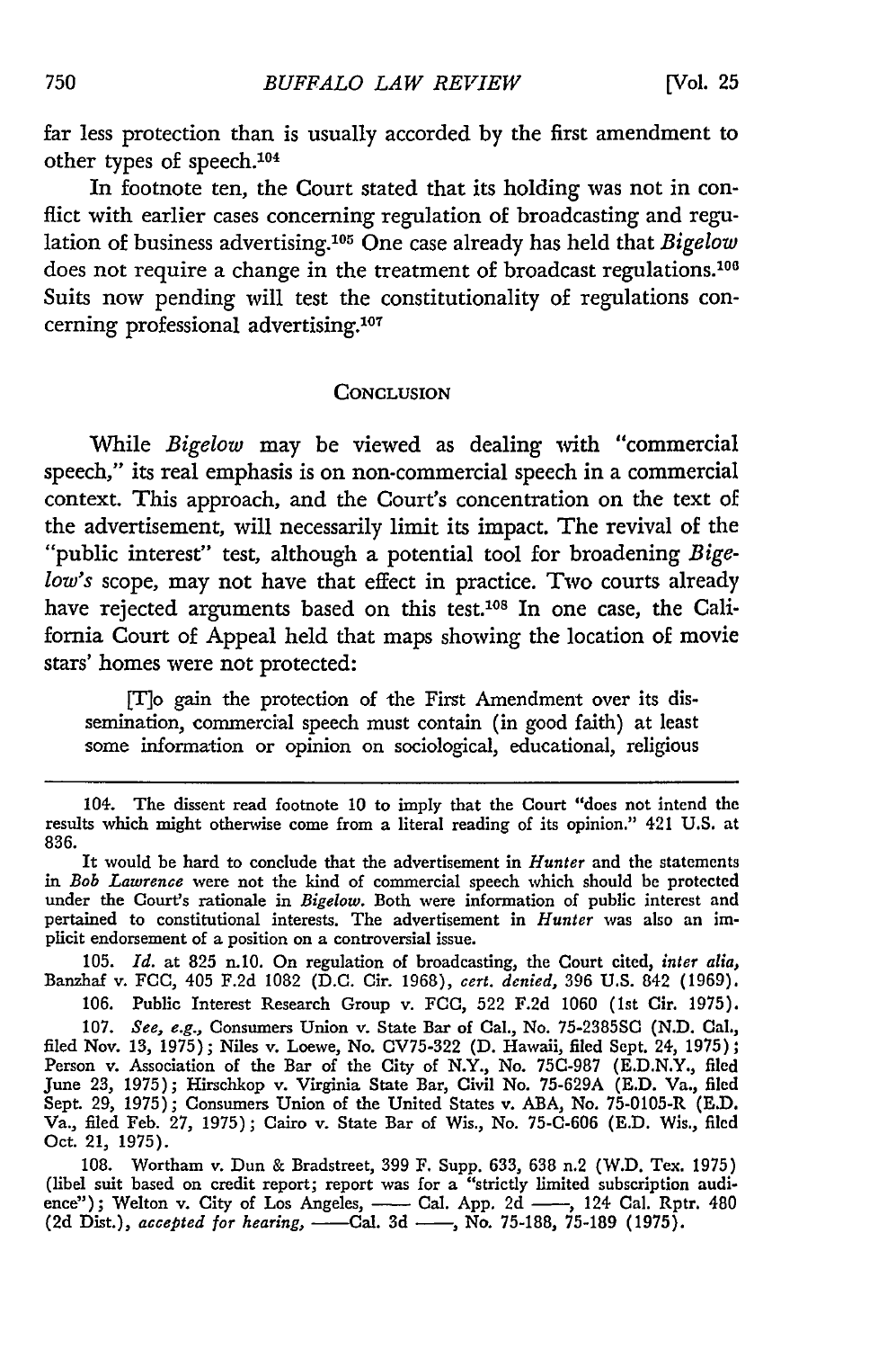far less protection than is usually accorded by the first amendment to other types of speech.[104]

In footnote ten, the Court stated that its holding was not in conflict with earlier cases concerning regulation of broadcasting and regulation of business advertising.[105] One case already has held that *Bigelow* does not require a change in the treatment of broadcast regulations.[106] Suits now pending will test the constitutionality of regulations concerning professional advertising.[107]

## CONCLUSION

While *Bigelow* may be viewed as dealing with "commercial speech," its real emphasis is on non-commercial speech in a commercial context. This approach, and the Court's concentration on the text of the advertisement, will necessarily limit its impact. The revival of the "public interest" test, although a potential tool for broadening *Bigelow's* scope, may not have that effect in practice. Two courts already have rejected arguments based on this test.[108] In one case, the California Court of Appeal held that maps showing the location of movie stars' homes were not protected:

> [T]o gain the protection of the First Amendment over its dissemination, commercial speech must contain (in good faith) at least some information or opinion on sociological, educational, religious

---

104. The dissent read footnote 10 to imply that the Court "does not intend the results which might otherwise come from a literal reading of its opinion." 421 U.S. at 836.

It would be hard to conclude that the advertisement in *Hunter* and the statements in *Bob Lawrence* were not the kind of commercial speech which should be protected under the Court's rationale in *Bigelow*. Both were information of public interest and pertained to constitutional interests. The advertisement in *Hunter* was also an implicit endorsement of a position on a controversial issue.

105. *Id.* at 825 n.10. On regulation of broadcasting, the Court cited, *inter alia*, Banzhaf v. FCC, 405 F.2d 1082 (D.C. Cir. 1968), *cert. denied*, 396 U.S. 842 (1969).

106. Public Interest Research Group v. FCC, 522 F.2d 1060 (1st Cir. 1975).

107. *See, e.g.*, Consumers Union v. State Bar of Cal., No. 75-2385SC (N.D. Cal., filed Nov. 13, 1975); Niles v. Loewe, No. CV75-322 (D. Hawaii, filed Sept. 24, 1975); Person v. Association of the Bar of the City of N.Y., No. 75C-987 (E.D.N.Y., filed June 23, 1975); Hirschkop v. Virginia State Bar, Civil No. 75-629A (E.D. Va., filed Sept. 29, 1975); Consumers Union of the United States v. ABA, No. 75-0105-R (E.D. Va., filed Feb. 27, 1975); Cairo v. State Bar of Wis., No. 75-C-606 (E.D. Wis., filed Oct. 21, 1975).

108. Wortham v. Dun & Bradstreet, 399 F. Supp. 633, 638 n.2 (W.D. Tex. 1975) (libel suit based on credit report; report was for a "strictly limited subscription audience"); Welton v. City of Los Angeles, —— Cal. App. 2d ——, 124 Cal. Rptr. 480 (2d Dist.), *accepted for hearing*, ——Cal. 3d ——, No. 75-188, 75-189 (1975).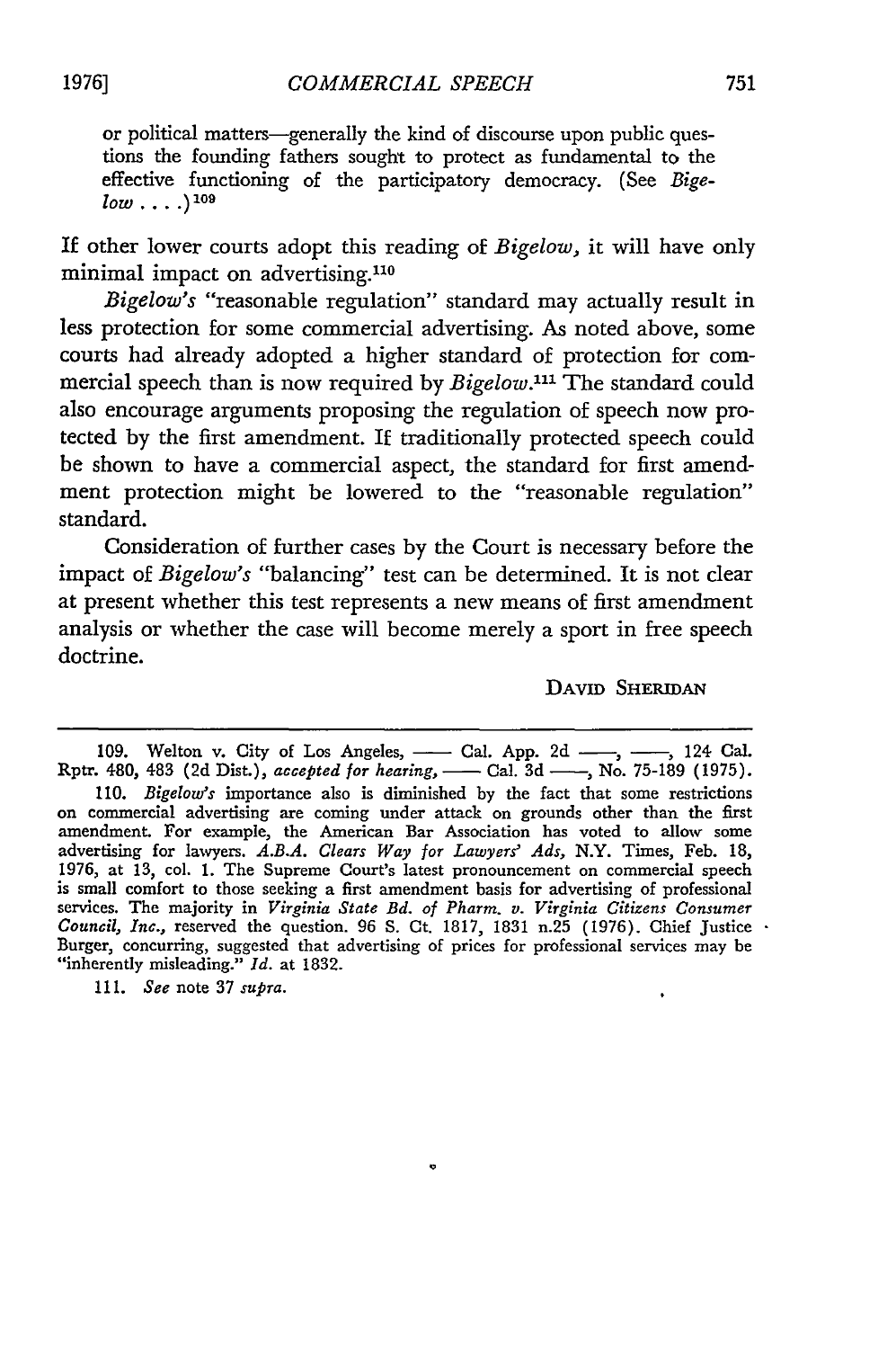> or political matters—generally the kind of discourse upon public questions the founding fathers sought to protect as fundamental to the effective functioning of the participatory democracy. (See *Bigelow* . . . .)[109]

If other lower courts adopt this reading of *Bigelow*, it will have only minimal impact on advertising.[110]

*Bigelow's* "reasonable regulation" standard may actually result in less protection for some commercial advertising. As noted above, some courts had already adopted a higher standard of protection for commercial speech than is now required by *Bigelow*.[111] The standard could also encourage arguments proposing the regulation of speech now protected by the first amendment. If traditionally protected speech could be shown to have a commercial aspect, the standard for first amendment protection might be lowered to the "reasonable regulation" standard.

Consideration of further cases by the Court is necessary before the impact of *Bigelow's* "balancing" test can be determined. It is not clear at present whether this test represents a new means of first amendment analysis or whether the case will become merely a sport in free speech doctrine.

DAVID SHERIDAN

---

109. Welton v. City of Los Angeles, —— Cal. App. 2d ——, ——, 124 Cal. Rptr. 480, 483 (2d Dist.), *accepted for hearing*, —— Cal. 3d ——, No. 75-189 (1975).

110. *Bigelow's* importance also is diminished by the fact that some restrictions on commercial advertising are coming under attack on grounds other than the first amendment. For example, the American Bar Association has voted to allow some advertising for lawyers. *A.B.A. Clears Way for Lawyers' Ads*, N.Y. Times, Feb. 18, 1976, at 13, col. 1. The Supreme Court's latest pronouncement on commercial speech is small comfort to those seeking a first amendment basis for advertising of professional services. The majority in *Virginia State Bd. of Pharm. v. Virginia Citizens Consumer Council, Inc.*, reserved the question. 96 S. Ct. 1817, 1831 n.25 (1976). Chief Justice Burger, concurring, suggested that advertising of prices for professional services may be "inherently misleading." *Id.* at 1832.

111. *See* note 37 *supra*.